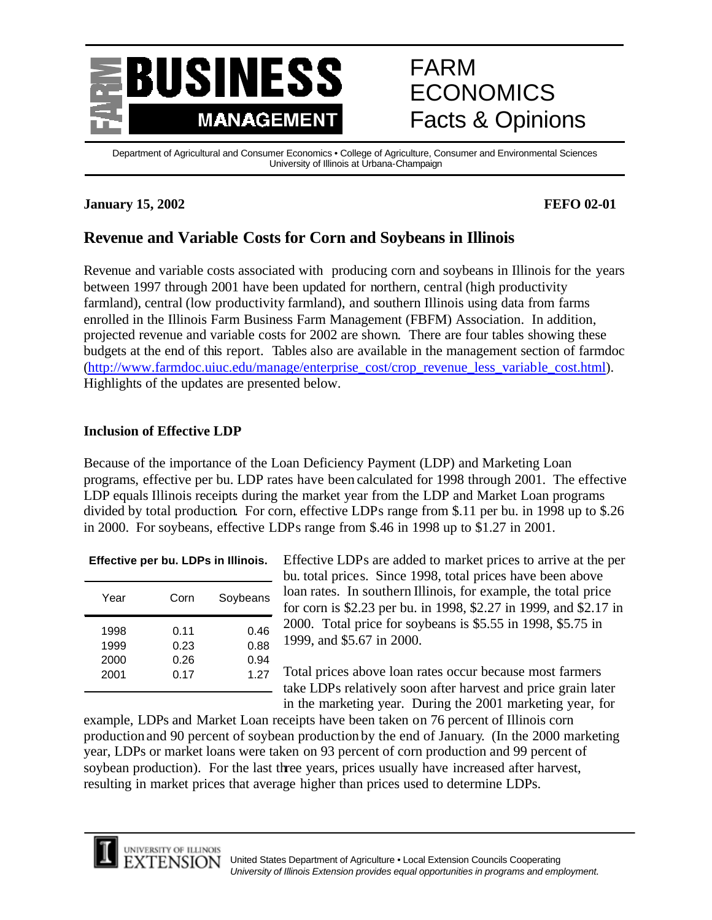# FARM BUSINESS MANAGEMENT

# FARM ECONOMICS Facts & Opinions

Department of Agricultural and Consumer Economics • College of Agriculture, Consumer and Environmental Sciences
University of Illinois at Urbana-Champaign

**January 15, 2002** **FEFO 02-01**

## Revenue and Variable Costs for Corn and Soybeans in Illinois

Revenue and variable costs associated with producing corn and soybeans in Illinois for the years between 1997 through 2001 have been updated for northern, central (high productivity farmland), central (low productivity farmland), and southern Illinois using data from farms enrolled in the Illinois Farm Business Farm Management (FBFM) Association. In addition, projected revenue and variable costs for 2002 are shown. There are four tables showing these budgets at the end of this report. Tables also are available in the management section of farmdoc (http://www.farmdoc.uiuc.edu/manage/enterprise_cost/crop_revenue_less_variable_cost.html). Highlights of the updates are presented below.

### Inclusion of Effective LDP

Because of the importance of the Loan Deficiency Payment (LDP) and Marketing Loan programs, effective per bu. LDP rates have been calculated for 1998 through 2001. The effective LDP equals Illinois receipts during the market year from the LDP and Market Loan programs divided by total production. For corn, effective LDPs range from $.11 per bu. in 1998 up to $.26 in 2000. For soybeans, effective LDPs range from $.46 in 1998 up to $1.27 in 2001.

**Effective per bu. LDPs in Illinois.**

| Year | Corn | Soybeans |
|---|---|---|
| 1998 | 0.11 | 0.46 |
| 1999 | 0.23 | 0.88 |
| 2000 | 0.26 | 0.94 |
| 2001 | 0.17 | 1.27 |

Effective LDPs are added to market prices to arrive at the per bu. total prices. Since 1998, total prices have been above loan rates. In southern Illinois, for example, the total price for corn is $2.23 per bu. in 1998, $2.27 in 1999, and $2.17 in 2000. Total price for soybeans is $5.55 in 1998, $5.75 in 1999, and $5.67 in 2000.

Total prices above loan rates occur because most farmers take LDPs relatively soon after harvest and price grain later in the marketing year. During the 2001 marketing year, for example, LDPs and Market Loan receipts have been taken on 76 percent of Illinois corn production and 90 percent of soybean production by the end of January. (In the 2000 marketing year, LDPs or market loans were taken on 93 percent of corn production and 99 percent of soybean production). For the last three years, prices usually have increased after harvest, resulting in market prices that average higher than prices used to determine LDPs.

UNIVERSITY OF ILLINOIS EXTENSION — United States Department of Agriculture • Local Extension Councils Cooperating
*University of Illinois Extension provides equal opportunities in programs and employment.*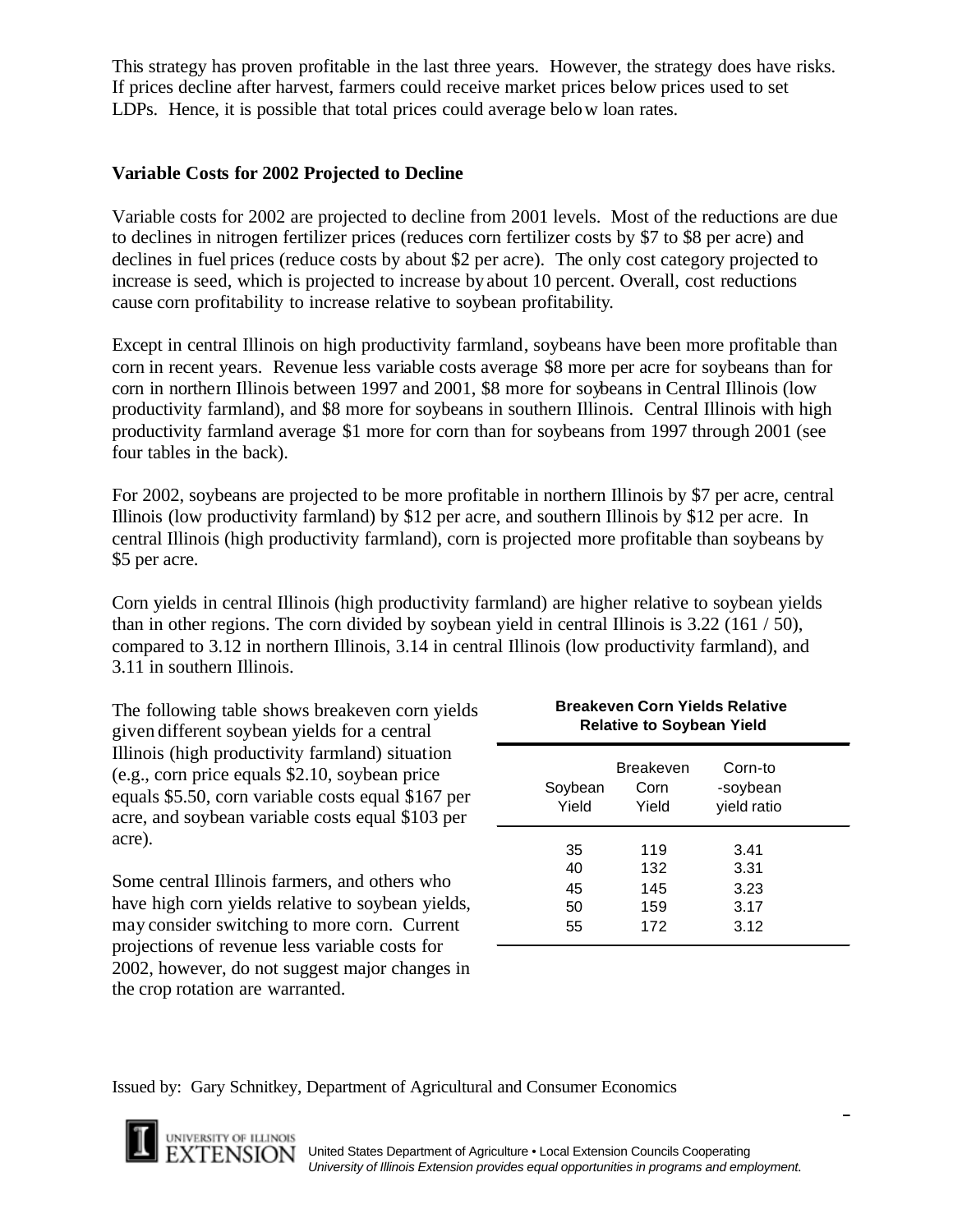This strategy has proven profitable in the last three years. However, the strategy does have risks. If prices decline after harvest, farmers could receive market prices below prices used to set LDPs. Hence, it is possible that total prices could average below loan rates.

## Variable Costs for 2002 Projected to Decline

Variable costs for 2002 are projected to decline from 2001 levels. Most of the reductions are due to declines in nitrogen fertilizer prices (reduces corn fertilizer costs by $7 to $8 per acre) and declines in fuel prices (reduce costs by about $2 per acre). The only cost category projected to increase is seed, which is projected to increase by about 10 percent. Overall, cost reductions cause corn profitability to increase relative to soybean profitability.

Except in central Illinois on high productivity farmland, soybeans have been more profitable than corn in recent years. Revenue less variable costs average $8 more per acre for soybeans than for corn in northern Illinois between 1997 and 2001, $8 more for soybeans in Central Illinois (low productivity farmland), and $8 more for soybeans in southern Illinois. Central Illinois with high productivity farmland average $1 more for corn than for soybeans from 1997 through 2001 (see four tables in the back).

For 2002, soybeans are projected to be more profitable in northern Illinois by $7 per acre, central Illinois (low productivity farmland) by $12 per acre, and southern Illinois by $12 per acre. In central Illinois (high productivity farmland), corn is projected more profitable than soybeans by $5 per acre.

Corn yields in central Illinois (high productivity farmland) are higher relative to soybean yields than in other regions. The corn divided by soybean yield in central Illinois is 3.22 (161 / 50), compared to 3.12 in northern Illinois, 3.14 in central Illinois (low productivity farmland), and 3.11 in southern Illinois.

The following table shows breakeven corn yields given different soybean yields for a central Illinois (high productivity farmland) situation (e.g., corn price equals $2.10, soybean price equals $5.50, corn variable costs equal $167 per acre, and soybean variable costs equal $103 per acre).

**Breakeven Corn Yields Relative Relative to Soybean Yield**

| Soybean Yield | Breakeven Corn Yield | Corn-to -soybean yield ratio |
|---|---|---|
| 35 | 119 | 3.41 |
| 40 | 132 | 3.31 |
| 45 | 145 | 3.23 |
| 50 | 159 | 3.17 |
| 55 | 172 | 3.12 |

Some central Illinois farmers, and others who have high corn yields relative to soybean yields, may consider switching to more corn. Current projections of revenue less variable costs for 2002, however, do not suggest major changes in the crop rotation are warranted.

Issued by: Gary Schnitkey, Department of Agricultural and Consumer Economics

UNIVERSITY OF ILLINOIS EXTENSION United States Department of Agriculture • Local Extension Councils Cooperating
*University of Illinois Extension provides equal opportunities in programs and employment.*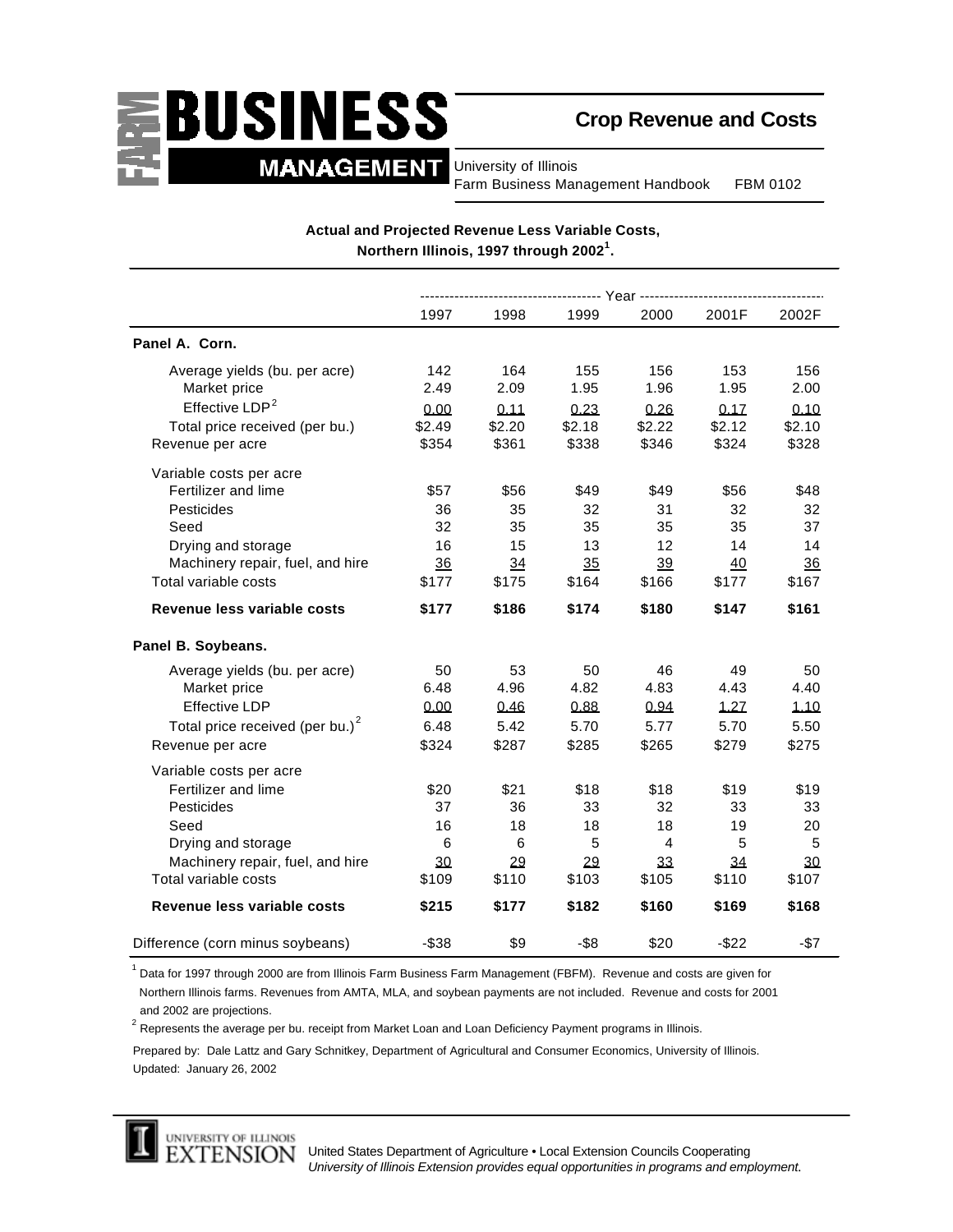# Crop Revenue and Costs

University of Illinois
Farm Business Management Handbook FBM 0102

**Actual and Projected Revenue Less Variable Costs, Northern Illinois, 1997 through 2002[1].**

| | Year | | | | | |
|---|---|---|---|---|---|---|
| | 1997 | 1998 | 1999 | 2000 | 2001F | 2002F |
| **Panel A. Corn.** | | | | | | |
| Average yields (bu. per acre) | 142 | 164 | 155 | 156 | 153 | 156 |
| Market price | 2.49 | 2.09 | 1.95 | 1.96 | 1.95 | 2.00 |
| Effective LDP[2] | 0.00 | 0.11 | 0.23 | 0.26 | 0.17 | 0.10 |
| Total price received (per bu.) | $2.49 | $2.20 | $2.18 | $2.22 | $2.12 | $2.10 |
| Revenue per acre | $354 | $361 | $338 | $346 | $324 | $328 |
| Variable costs per acre | | | | | | |
| Fertilizer and lime | $57 | $56 | $49 | $49 | $56 | $48 |
| Pesticides | 36 | 35 | 32 | 31 | 32 | 32 |
| Seed | 32 | 35 | 35 | 35 | 35 | 37 |
| Drying and storage | 16 | 15 | 13 | 12 | 14 | 14 |
| Machinery repair, fuel, and hire | 36 | 34 | 35 | 39 | 40 | 36 |
| Total variable costs | $177 | $175 | $164 | $166 | $177 | $167 |
| **Revenue less variable costs** | **$177** | **$186** | **$174** | **$180** | **$147** | **$161** |
| **Panel B. Soybeans.** | | | | | | |
| Average yields (bu. per acre) | 50 | 53 | 50 | 46 | 49 | 50 |
| Market price | 6.48 | 4.96 | 4.82 | 4.83 | 4.43 | 4.40 |
| Effective LDP | 0.00 | 0.46 | 0.88 | 0.94 | 1.27 | 1.10 |
| Total price received (per bu.)[2] | 6.48 | 5.42 | 5.70 | 5.77 | 5.70 | 5.50 |
| Revenue per acre | $324 | $287 | $285 | $265 | $279 | $275 |
| Variable costs per acre | | | | | | |
| Fertilizer and lime | $20 | $21 | $18 | $18 | $19 | $19 |
| Pesticides | 37 | 36 | 33 | 32 | 33 | 33 |
| Seed | 16 | 18 | 18 | 18 | 19 | 20 |
| Drying and storage | 6 | 6 | 5 | 4 | 5 | 5 |
| Machinery repair, fuel, and hire | 30 | 29 | 29 | 33 | 34 | 30 |
| Total variable costs | $109 | $110 | $103 | $105 | $110 | $107 |
| **Revenue less variable costs** | **$215** | **$177** | **$182** | **$160** | **$169** | **$168** |
| Difference (corn minus soybeans) | -$38 | $9 | -$8 | $20 | -$22 | -$7 |

[1] Data for 1997 through 2000 are from Illinois Farm Business Farm Management (FBFM). Revenue and costs are given for Northern Illinois farms. Revenues from AMTA, MLA, and soybean payments are not included. Revenue and costs for 2001 and 2002 are projections.

[2] Represents the average per bu. receipt from Market Loan and Loan Deficiency Payment programs in Illinois.

Prepared by: Dale Lattz and Gary Schnitkey, Department of Agricultural and Consumer Economics, University of Illinois.
Updated: January 26, 2002

University of Illinois Extension

United States Department of Agriculture • Local Extension Councils Cooperating
*University of Illinois Extension provides equal opportunities in programs and employment.*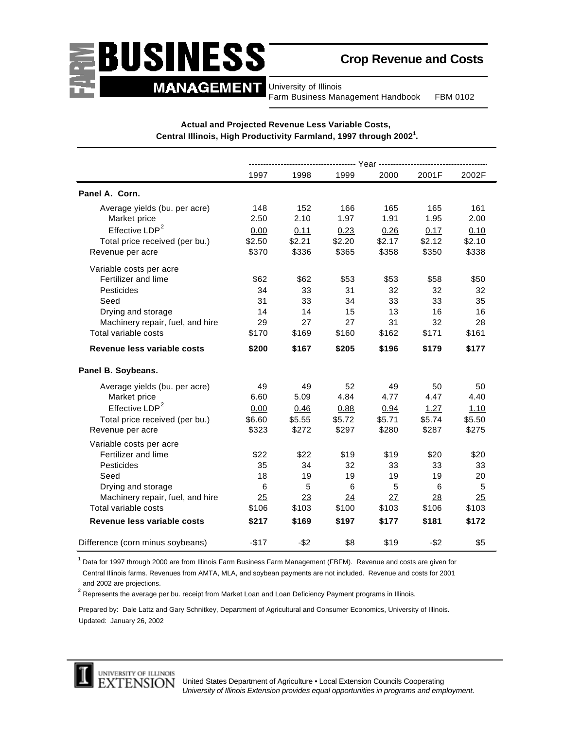# Crop Revenue and Costs

University of Illinois
Farm Business Management Handbook FBM 0102

**Actual and Projected Revenue Less Variable Costs, Central Illinois, High Productivity Farmland, 1997 through 2002[1].**

| | Year | | | | | |
|---|---|---|---|---|---|---|
| | 1997 | 1998 | 1999 | 2000 | 2001F | 2002F |
| **Panel A. Corn.** | | | | | | |
| Average yields (bu. per acre) | 148 | 152 | 166 | 165 | 165 | 161 |
| Market price | 2.50 | 2.10 | 1.97 | 1.91 | 1.95 | 2.00 |
| Effective LDP[2] | 0.00 | 0.11 | 0.23 | 0.26 | 0.17 | 0.10 |
| Total price received (per bu.) | $2.50 | $2.21 | $2.20 | $2.17 | $2.12 | $2.10 |
| Revenue per acre | $370 | $336 | $365 | $358 | $350 | $338 |
| Variable costs per acre | | | | | | |
| Fertilizer and lime | $62 | $62 | $53 | $53 | $58 | $50 |
| Pesticides | 34 | 33 | 31 | 32 | 32 | 32 |
| Seed | 31 | 33 | 34 | 33 | 33 | 35 |
| Drying and storage | 14 | 14 | 15 | 13 | 16 | 16 |
| Machinery repair, fuel, and hire | 29 | 27 | 27 | 31 | 32 | 28 |
| Total variable costs | $170 | $169 | $160 | $162 | $171 | $161 |
| **Revenue less variable costs** | **$200** | **$167** | **$205** | **$196** | **$179** | **$177** |
| **Panel B. Soybeans.** | | | | | | |
| Average yields (bu. per acre) | 49 | 49 | 52 | 49 | 50 | 50 |
| Market price | 6.60 | 5.09 | 4.84 | 4.77 | 4.47 | 4.40 |
| Effective LDP[2] | 0.00 | 0.46 | 0.88 | 0.94 | 1.27 | 1.10 |
| Total price received (per bu.) | $6.60 | $5.55 | $5.72 | $5.71 | $5.74 | $5.50 |
| Revenue per acre | $323 | $272 | $297 | $280 | $287 | $275 |
| Variable costs per acre | | | | | | |
| Fertilizer and lime | $22 | $22 | $19 | $19 | $20 | $20 |
| Pesticides | 35 | 34 | 32 | 33 | 33 | 33 |
| Seed | 18 | 19 | 19 | 19 | 19 | 20 |
| Drying and storage | 6 | 5 | 6 | 5 | 6 | 5 |
| Machinery repair, fuel, and hire | 25 | 23 | 24 | 27 | 28 | 25 |
| Total variable costs | $106 | $103 | $100 | $103 | $106 | $103 |
| **Revenue less variable costs** | **$217** | **$169** | **$197** | **$177** | **$181** | **$172** |
| Difference (corn minus soybeans) | -$17 | -$2 | $8 | $19 | -$2 | $5 |

[1] Data for 1997 through 2000 are from Illinois Farm Business Farm Management (FBFM). Revenue and costs are given for Central Illinois farms. Revenues from AMTA, MLA, and soybean payments are not included. Revenue and costs for 2001 and 2002 are projections.

[2] Represents the average per bu. receipt from Market Loan and Loan Deficiency Payment programs in Illinois.

Prepared by: Dale Lattz and Gary Schnitkey, Department of Agricultural and Consumer Economics, University of Illinois.
Updated: January 26, 2002

University of Illinois Extension

United States Department of Agriculture • Local Extension Councils Cooperating
*University of Illinois Extension provides equal opportunities in programs and employment.*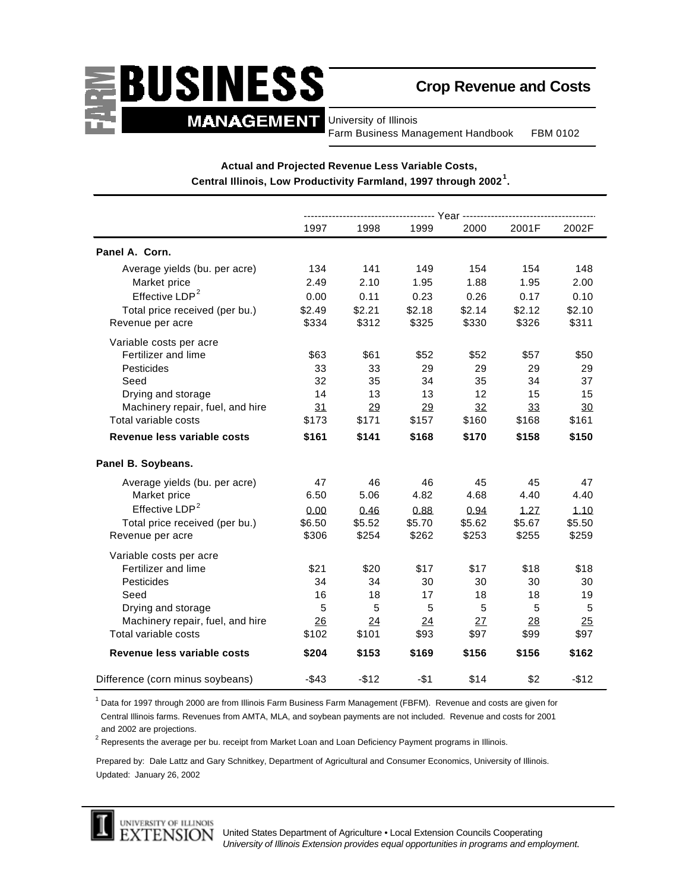# FARM BUSINESS MANAGEMENT

## Crop Revenue and Costs

University of Illinois
Farm Business Management Handbook FBM 0102

**Actual and Projected Revenue Less Variable Costs, Central Illinois, Low Productivity Farmland, 1997 through 2002[1].**

| | Year | | | | | |
|---|---|---|---|---|---|---|
| | 1997 | 1998 | 1999 | 2000 | 2001F | 2002F |
| **Panel A. Corn.** | | | | | | |
| Average yields (bu. per acre) | 134 | 141 | 149 | 154 | 154 | 148 |
| Market price | 2.49 | 2.10 | 1.95 | 1.88 | 1.95 | 2.00 |
| Effective LDP[2] | 0.00 | 0.11 | 0.23 | 0.26 | 0.17 | 0.10 |
| Total price received (per bu.) | $2.49 | $2.21 | $2.18 | $2.14 | $2.12 | $2.10 |
| Revenue per acre | $334 | $312 | $325 | $330 | $326 | $311 |
| Variable costs per acre | | | | | | |
| Fertilizer and lime | $63 | $61 | $52 | $52 | $57 | $50 |
| Pesticides | 33 | 33 | 29 | 29 | 29 | 29 |
| Seed | 32 | 35 | 34 | 35 | 34 | 37 |
| Drying and storage | 14 | 13 | 13 | 12 | 15 | 15 |
| Machinery repair, fuel, and hire | 31 | 29 | 29 | 32 | 33 | 30 |
| Total variable costs | $173 | $171 | $157 | $160 | $168 | $161 |
| **Revenue less variable costs** | **$161** | **$141** | **$168** | **$170** | **$158** | **$150** |
| **Panel B. Soybeans.** | | | | | | |
| Average yields (bu. per acre) | 47 | 46 | 46 | 45 | 45 | 47 |
| Market price | 6.50 | 5.06 | 4.82 | 4.68 | 4.40 | 4.40 |
| Effective LDP[2] | 0.00 | 0.46 | 0.88 | 0.94 | 1.27 | 1.10 |
| Total price received (per bu.) | $6.50 | $5.52 | $5.70 | $5.62 | $5.67 | $5.50 |
| Revenue per acre | $306 | $254 | $262 | $253 | $255 | $259 |
| Variable costs per acre | | | | | | |
| Fertilizer and lime | $21 | $20 | $17 | $17 | $18 | $18 |
| Pesticides | 34 | 34 | 30 | 30 | 30 | 30 |
| Seed | 16 | 18 | 17 | 18 | 18 | 19 |
| Drying and storage | 5 | 5 | 5 | 5 | 5 | 5 |
| Machinery repair, fuel, and hire | 26 | 24 | 24 | 27 | 28 | 25 |
| Total variable costs | $102 | $101 | $93 | $97 | $99 | $97 |
| **Revenue less variable costs** | **$204** | **$153** | **$169** | **$156** | **$156** | **$162** |
| Difference (corn minus soybeans) | -$43 | -$12 | -$1 | $14 | $2 | -$12 |

[1] Data for 1997 through 2000 are from Illinois Farm Business Farm Management (FBFM). Revenue and costs are given for Central Illinois farms. Revenues from AMTA, MLA, and soybean payments are not included. Revenue and costs for 2001 and 2002 are projections.

[2] Represents the average per bu. receipt from Market Loan and Loan Deficiency Payment programs in Illinois.

Prepared by: Dale Lattz and Gary Schnitkey, Department of Agricultural and Consumer Economics, University of Illinois.
Updated: January 26, 2002

University of Illinois Extension

United States Department of Agriculture • Local Extension Councils Cooperating
*University of Illinois Extension provides equal opportunities in programs and employment.*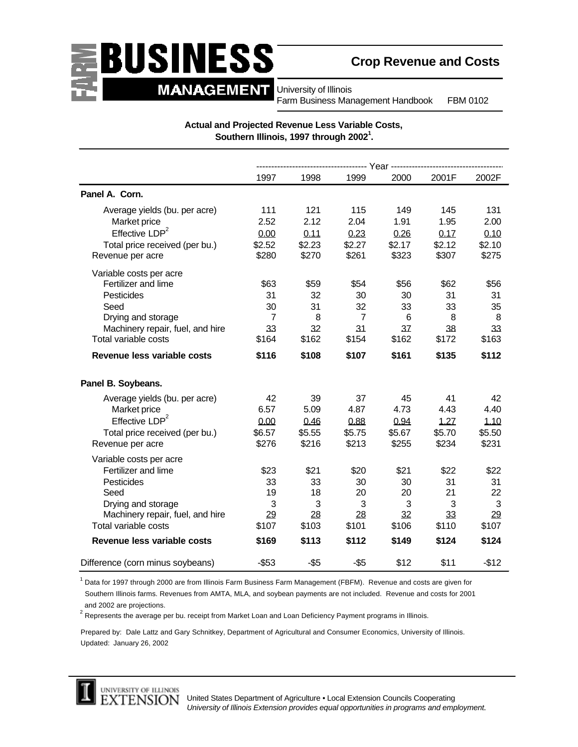# Crop Revenue and Costs

University of Illinois
Farm Business Management Handbook FBM 0102

**Actual and Projected Revenue Less Variable Costs, Southern Illinois, 1997 through 2002[1].**

| | Year | | | | | |
|---|---|---|---|---|---|---|
| | 1997 | 1998 | 1999 | 2000 | 2001F | 2002F |
| **Panel A. Corn.** | | | | | | |
| Average yields (bu. per acre) | 111 | 121 | 115 | 149 | 145 | 131 |
| Market price | 2.52 | 2.12 | 2.04 | 1.91 | 1.95 | 2.00 |
| Effective LDP[2] | 0.00 | 0.11 | 0.23 | 0.26 | 0.17 | 0.10 |
| Total price received (per bu.) | $2.52 | $2.23 | $2.27 | $2.17 | $2.12 | $2.10 |
| Revenue per acre | $280 | $270 | $261 | $323 | $307 | $275 |
| Variable costs per acre | | | | | | |
| Fertilizer and lime | $63 | $59 | $54 | $56 | $62 | $56 |
| Pesticides | 31 | 32 | 30 | 30 | 31 | 31 |
| Seed | 30 | 31 | 32 | 33 | 33 | 35 |
| Drying and storage | 7 | 8 | 7 | 6 | 8 | 8 |
| Machinery repair, fuel, and hire | 33 | 32 | 31 | 37 | 38 | 33 |
| Total variable costs | $164 | $162 | $154 | $162 | $172 | $163 |
| **Revenue less variable costs** | **$116** | **$108** | **$107** | **$161** | **$135** | **$112** |
| **Panel B. Soybeans.** | | | | | | |
| Average yields (bu. per acre) | 42 | 39 | 37 | 45 | 41 | 42 |
| Market price | 6.57 | 5.09 | 4.87 | 4.73 | 4.43 | 4.40 |
| Effective LDP[2] | 0.00 | 0.46 | 0.88 | 0.94 | 1.27 | 1.10 |
| Total price received (per bu.) | $6.57 | $5.55 | $5.75 | $5.67 | $5.70 | $5.50 |
| Revenue per acre | $276 | $216 | $213 | $255 | $234 | $231 |
| Variable costs per acre | | | | | | |
| Fertilizer and lime | $23 | $21 | $20 | $21 | $22 | $22 |
| Pesticides | 33 | 33 | 30 | 30 | 31 | 31 |
| Seed | 19 | 18 | 20 | 20 | 21 | 22 |
| Drying and storage | 3 | 3 | 3 | 3 | 3 | 3 |
| Machinery repair, fuel, and hire | 29 | 28 | 28 | 32 | 33 | 29 |
| Total variable costs | $107 | $103 | $101 | $106 | $110 | $107 |
| **Revenue less variable costs** | **$169** | **$113** | **$112** | **$149** | **$124** | **$124** |
| Difference (corn minus soybeans) | -$53 | -$5 | -$5 | $12 | $11 | -$12 |

[1] Data for 1997 through 2000 are from Illinois Farm Business Farm Management (FBFM). Revenue and costs are given for Southern Illinois farms. Revenues from AMTA, MLA, and soybean payments are not included. Revenue and costs for 2001 and 2002 are projections.

[2] Represents the average per bu. receipt from Market Loan and Loan Deficiency Payment programs in Illinois.

Prepared by: Dale Lattz and Gary Schnitkey, Department of Agricultural and Consumer Economics, University of Illinois.
Updated: January 26, 2002

University of Illinois Extension

United States Department of Agriculture • Local Extension Councils Cooperating
*University of Illinois Extension provides equal opportunities in programs and employment.*